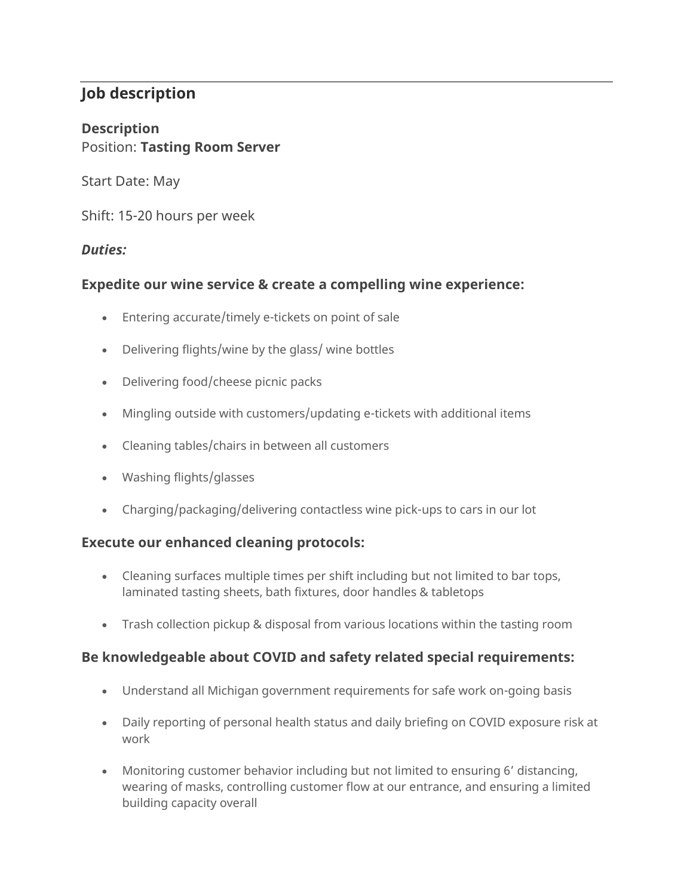## Job description

**Description**
Position: **Tasting Room Server**

Start Date: May

Shift: 15-20 hours per week

***Duties:***

### Expedite our wine service & create a compelling wine experience:

- Entering accurate/timely e-tickets on point of sale
- Delivering flights/wine by the glass/ wine bottles
- Delivering food/cheese picnic packs
- Mingling outside with customers/updating e-tickets with additional items
- Cleaning tables/chairs in between all customers
- Washing flights/glasses
- Charging/packaging/delivering contactless wine pick-ups to cars in our lot

### Execute our enhanced cleaning protocols:

- Cleaning surfaces multiple times per shift including but not limited to bar tops, laminated tasting sheets, bath fixtures, door handles & tabletops
- Trash collection pickup & disposal from various locations within the tasting room

### Be knowledgeable about COVID and safety related special requirements:

- Understand all Michigan government requirements for safe work on-going basis
- Daily reporting of personal health status and daily briefing on COVID exposure risk at work
- Monitoring customer behavior including but not limited to ensuring 6' distancing, wearing of masks, controlling customer flow at our entrance, and ensuring a limited building capacity overall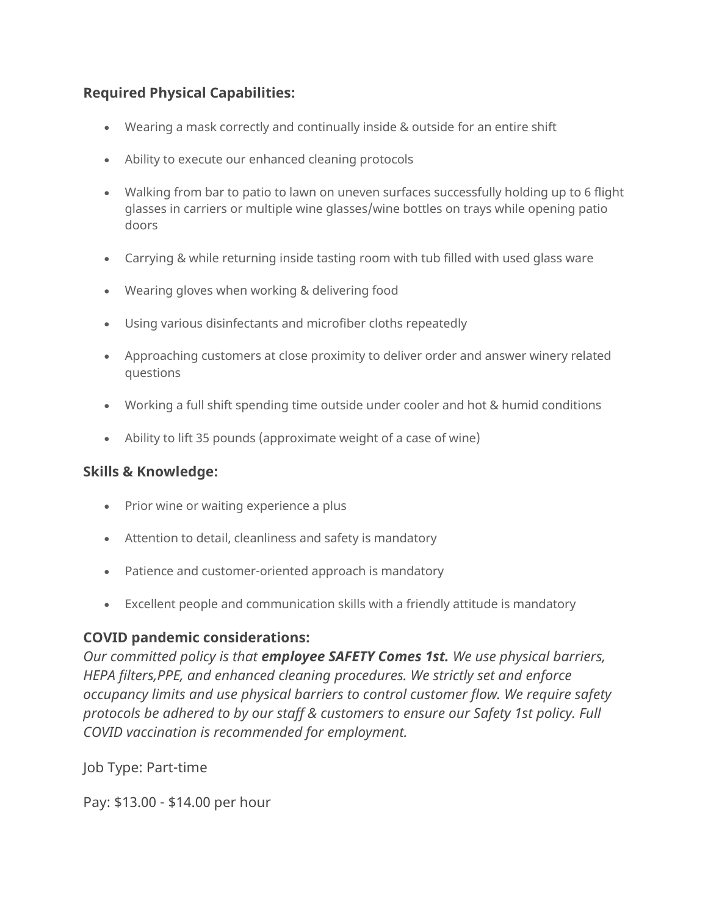**Required Physical Capabilities:**

- Wearing a mask correctly and continually inside & outside for an entire shift
- Ability to execute our enhanced cleaning protocols
- Walking from bar to patio to lawn on uneven surfaces successfully holding up to 6 flight glasses in carriers or multiple wine glasses/wine bottles on trays while opening patio doors
- Carrying & while returning inside tasting room with tub filled with used glass ware
- Wearing gloves when working & delivering food
- Using various disinfectants and microfiber cloths repeatedly
- Approaching customers at close proximity to deliver order and answer winery related questions
- Working a full shift spending time outside under cooler and hot & humid conditions
- Ability to lift 35 pounds (approximate weight of a case of wine)

**Skills & Knowledge:**

- Prior wine or waiting experience a plus
- Attention to detail, cleanliness and safety is mandatory
- Patience and customer-oriented approach is mandatory
- Excellent people and communication skills with a friendly attitude is mandatory

**COVID pandemic considerations:**
*Our committed policy is that **employee SAFETY Comes 1st.** We use physical barriers, HEPA filters,PPE, and enhanced cleaning procedures. We strictly set and enforce occupancy limits and use physical barriers to control customer flow. We require safety protocols be adhered to by our staff & customers to ensure our Safety 1st policy. Full COVID vaccination is recommended for employment.*

Job Type: Part-time

Pay: $13.00 - $14.00 per hour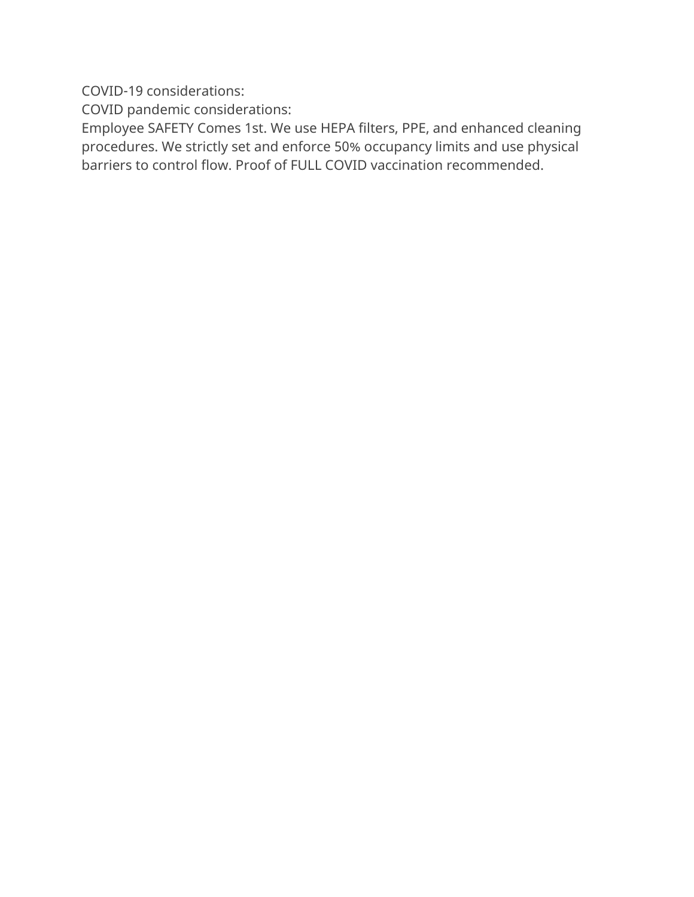COVID-19 considerations:
COVID pandemic considerations:
Employee SAFETY Comes 1st. We use HEPA filters, PPE, and enhanced cleaning procedures. We strictly set and enforce 50% occupancy limits and use physical barriers to control flow. Proof of FULL COVID vaccination recommended.